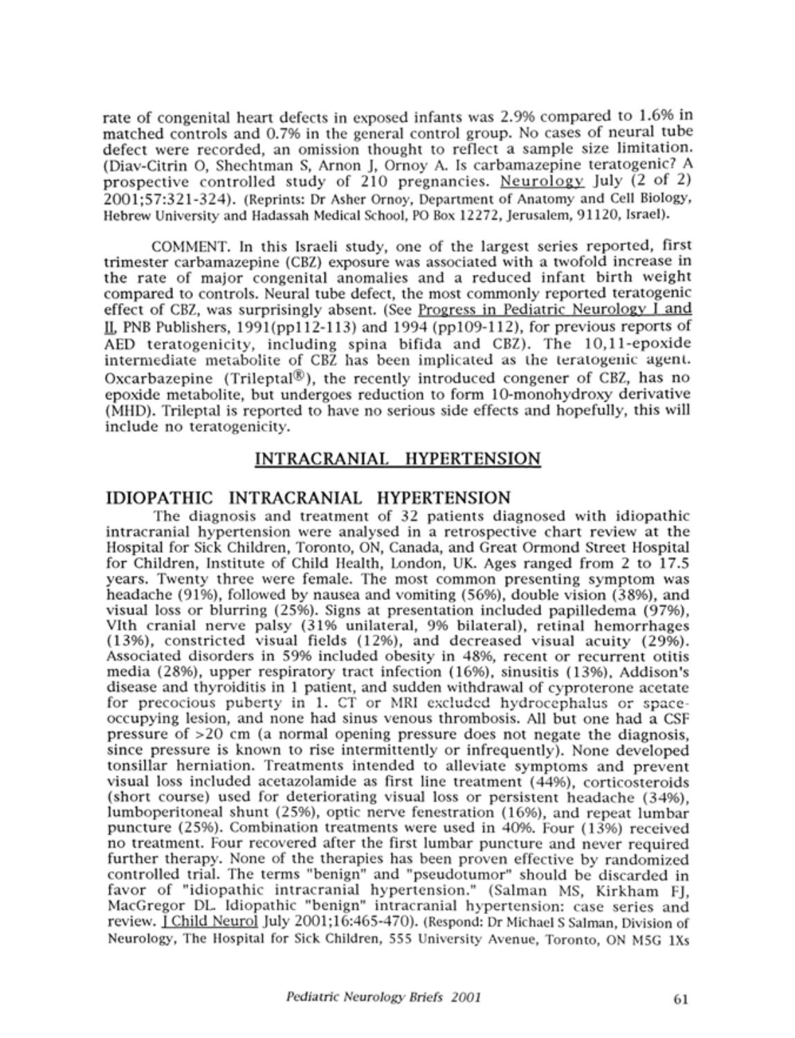rate of congenital heart defects in exposed infants was 2.9% compared to 1.6% in matched controls and 0.7% in the general control group. No cases of neural tube defect were recorded, an omission thought to reflect a sample size limitation. (Diav-Citrin O, Shechtman S, Arnon J, Ornoy A. Is carbamazepine teratogenic? A prospective controlled study of 210 pregnancies. Neurology July (2 of 2) 2001;57:321-324). (Reprints: Dr Asher Ornoy, Department of Anatomy and Cell Biology, Hebrew University and Hadassah Medical School, PO Box 12272, Jerusalem, 91120, Israel).

COMMENT. In this Israeli study, one of the largest series reported, first trimester carbamazepine (CBZ) exposure was associated with a twofold increase in the rate of major congenital anomalies and a reduced infant birth weight compared to controls. Neural tube defect, the most commonly reported teratogenic effect of CBZ, was surprisingly absent. (See Progress in Pediatric Neurology I and II, PNB Publishers, 1991(pp112-113) and 1994 (pp109-112), for previous reports of AED teratogenicity, including spina bifida and CBZ). The 10,11-epoxide intermediate metabolite of CBZ has been implicated as the teratogenic agent. Oxcarbazepine (Trileptal®), the recently introduced congener of CBZ, has no epoxide metabolite, but undergoes reduction to form 10-monohydroxy derivative (MHD). Trileptal is reported to have no serious side effects and hopefully, this will include no teratogenicity.

## INTRACRANIAL HYPERTENSION

### IDIOPATHIC INTRACRANIAL HYPERTENSION

The diagnosis and treatment of 32 patients diagnosed with idiopathic intracranial hypertension were analysed in a retrospective chart review at the Hospital for Sick Children, Toronto, ON, Canada, and Great Ormond Street Hospital for Children, Institute of Child Health, London, UK. Ages ranged from 2 to 17.5 years. Twenty three were female. The most common presenting symptom was headache (91%), followed by nausea and vomiting (56%), double vision (38%), and visual loss or blurring (25%). Signs at presentation included papilledema (97%), VIth cranial nerve palsy (31% unilateral, 9% bilateral), retinal hemorrhages (13%), constricted visual fields (12%), and decreased visual acuity (29%). Associated disorders in 59% included obesity in 48%, recent or recurrent otitis media (28%), upper respiratory tract infection (16%), sinusitis (13%), Addison's disease and thyroiditis in 1 patient, and sudden withdrawal of cyproterone acetate for precocious puberty in 1. CT or MRI excluded hydrocephalus or space-occupying lesion, and none had sinus venous thrombosis. All but one had a CSF pressure of >20 cm (a normal opening pressure does not negate the diagnosis, since pressure is known to rise intermittently or infrequently). None developed tonsillar herniation. Treatments intended to alleviate symptoms and prevent visual loss included acetazolamide as first line treatment (44%), corticosteroids (short course) used for deteriorating visual loss or persistent headache (34%), lumboperitoneal shunt (25%), optic nerve fenestration (16%), and repeat lumbar puncture (25%). Combination treatments were used in 40%. Four (13%) received no treatment. Four recovered after the first lumbar puncture and never required further therapy. None of the therapies has been proven effective by randomized controlled trial. The terms "benign" and "pseudotumor" should be discarded in favor of "idiopathic intracranial hypertension." (Salman MS, Kirkham FJ, MacGregor DL. Idiopathic "benign" intracranial hypertension: case series and review. J Child Neurol July 2001;16:465-470). (Respond: Dr Michael S Salman, Division of Neurology, The Hospital for Sick Children, 555 University Avenue, Toronto, ON M5G 1Xs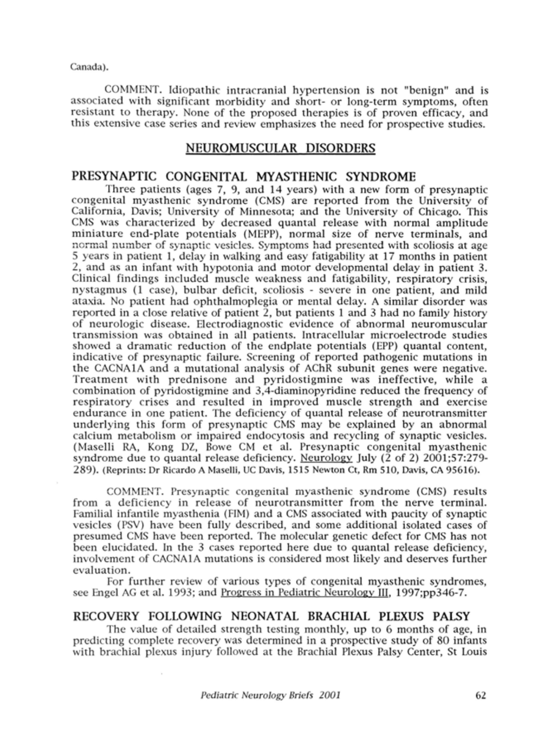Canada).

COMMENT. Idiopathic intracranial hypertension is not "benign" and is associated with significant morbidity and short- or long-term symptoms, often resistant to therapy. None of the proposed therapies is of proven efficacy, and this extensive case series and review emphasizes the need for prospective studies.

## NEUROMUSCULAR DISORDERS

### PRESYNAPTIC CONGENITAL MYASTHENIC SYNDROME

Three patients (ages 7, 9, and 14 years) with a new form of presynaptic congenital myasthenic syndrome (CMS) are reported from the University of California, Davis; University of Minnesota; and the University of Chicago. This CMS was characterized by decreased quantal release with normal amplitude miniature end-plate potentials (MEPP), normal size of nerve terminals, and normal number of synaptic vesicles. Symptoms had presented with scoliosis at age 5 years in patient 1, delay in walking and easy fatigability at 17 months in patient 2, and as an infant with hypotonia and motor developmental delay in patient 3. Clinical findings included muscle weakness and fatigability, respiratory crisis, nystagmus (1 case), bulbar deficit, scoliosis - severe in one patient, and mild ataxia. No patient had ophthalmoplegia or mental delay. A similar disorder was reported in a close relative of patient 2, but patients 1 and 3 had no family history of neurologic disease. Electrodiagnostic evidence of abnormal neuromuscular transmission was obtained in all patients. Intracellular microelectrode studies showed a dramatic reduction of the endplate potentials (EPP) quantal content, indicative of presynaptic failure. Screening of reported pathogenic mutations in the CACNA1A and a mutational analysis of AChR subunit genes were negative. Treatment with prednisone and pyridostigmine was ineffective, while a combination of pyridostigmine and 3,4-diaminopyridine reduced the frequency of respiratory crises and resulted in improved muscle strength and exercise endurance in one patient. The deficiency of quantal release of neurotransmitter underlying this form of presynaptic CMS may be explained by an abnormal calcium metabolism or impaired endocytosis and recycling of synaptic vesicles. (Maselli RA, Kong DZ, Bowe CM et al. Presynaptic congenital myasthenic syndrome due to quantal release deficiency. Neurology July (2 of 2) 2001;57:279-289). (Reprints: Dr Ricardo A Maselli, UC Davis, 1515 Newton Ct, Rm 510, Davis, CA 95616).

COMMENT. Presynaptic congenital myasthenic syndrome (CMS) results from a deficiency in release of neurotransmitter from the nerve terminal. Familial infantile myasthenia (FIM) and a CMS associated with paucity of synaptic vesicles (PSV) have been fully described, and some additional isolated cases of presumed CMS have been reported. The molecular genetic defect for CMS has not been elucidated. In the 3 cases reported here due to quantal release deficiency, involvement of CACNA1A mutations is considered most likely and deserves further evaluation.

For further review of various types of congenital myasthenic syndromes, see Engel AG et al. 1993; and Progress in Pediatric Neurology III, 1997;pp346-7.

### RECOVERY FOLLOWING NEONATAL BRACHIAL PLEXUS PALSY

The value of detailed strength testing monthly, up to 6 months of age, in predicting complete recovery was determined in a prospective study of 80 infants with brachial plexus injury followed at the Brachial Plexus Palsy Center, St Louis